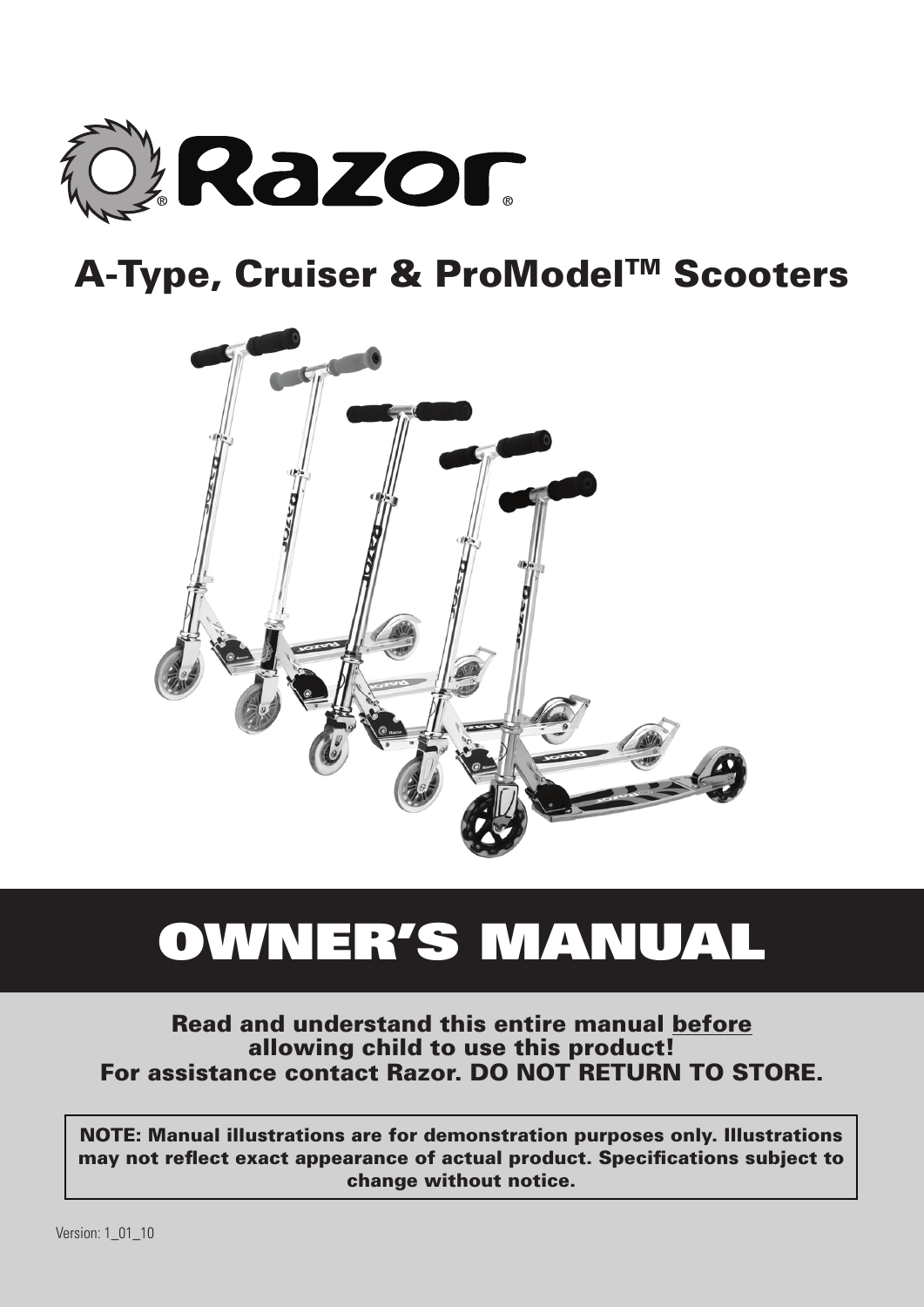# Razor®

## A-Type, Cruiser & ProModel™ Scooters

# OWNER'S MANUAL

**Read and understand this entire manual before allowing child to use this product!**
**For assistance contact Razor. DO NOT RETURN TO STORE.**

**NOTE: Manual illustrations are for demonstration purposes only. Illustrations may not reflect exact appearance of actual product. Specifications subject to change without notice.**

Version: 1_01_10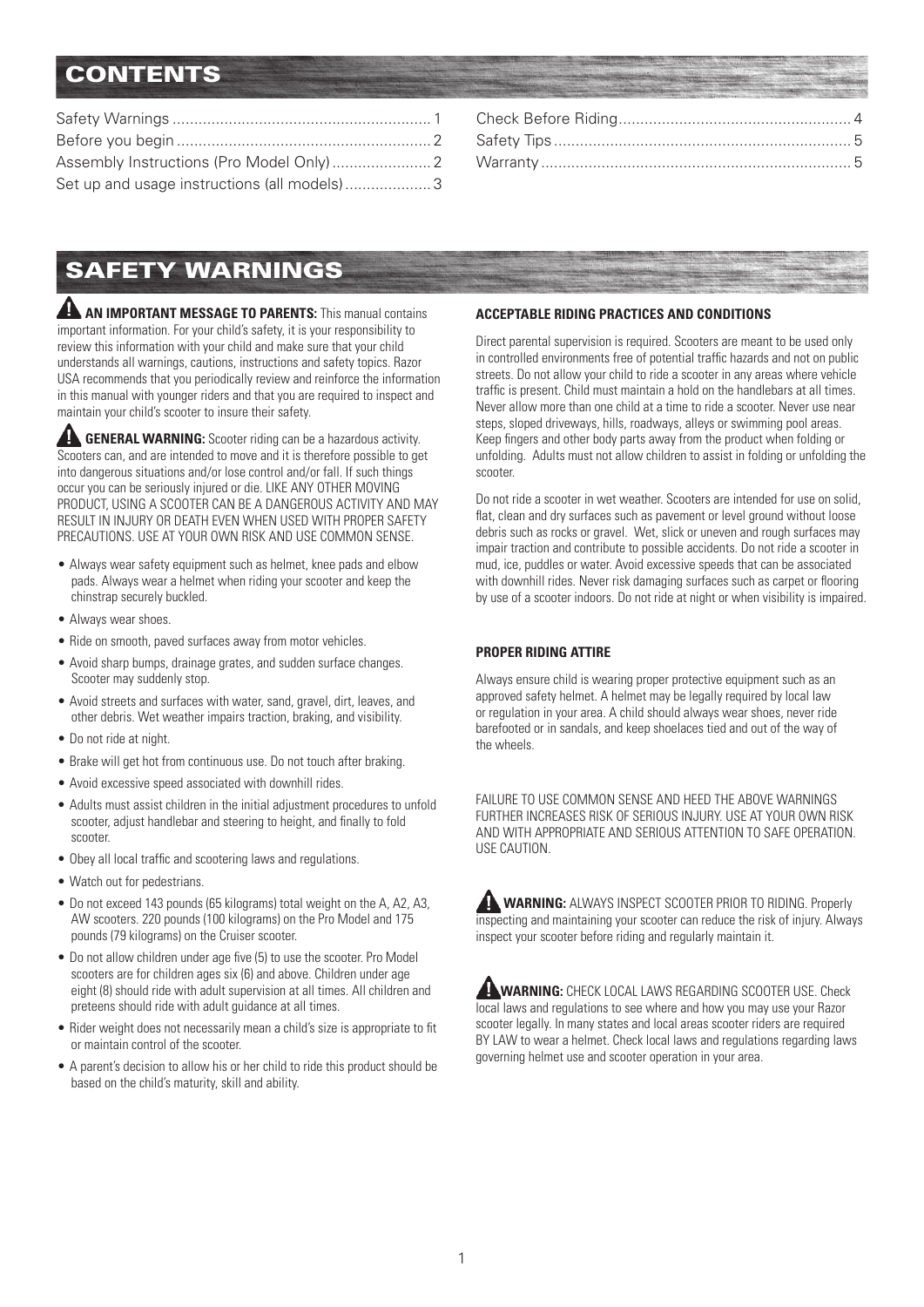## CONTENTS

Safety Warnings ............................................................ 1
Before you begin ........................................................... 2
Assembly Instructions (Pro Model Only) ....................... 2
Set up and usage instructions (all models) .................... 3
Check Before Riding...................................................... 4
Safety Tips ..................................................................... 5
Warranty ........................................................................ 5

## SAFETY WARNINGS

**AN IMPORTANT MESSAGE TO PARENTS:** This manual contains important information. For your child's safety, it is your responsibility to review this information with your child and make sure that your child understands all warnings, cautions, instructions and safety topics. Razor USA recommends that you periodically review and reinforce the information in this manual with younger riders and that you are required to inspect and maintain your child's scooter to insure their safety.

**GENERAL WARNING:** Scooter riding can be a hazardous activity. Scooters can, and are intended to move and it is therefore possible to get into dangerous situations and/or lose control and/or fall. If such things occur you can be seriously injured or die. LIKE ANY OTHER MOVING PRODUCT, USING A SCOOTER CAN BE A DANGEROUS ACTIVITY AND MAY RESULT IN INJURY OR DEATH EVEN WHEN USED WITH PROPER SAFETY PRECAUTIONS. USE AT YOUR OWN RISK AND USE COMMON SENSE.

- Always wear safety equipment such as helmet, knee pads and elbow pads. Always wear a helmet when riding your scooter and keep the chinstrap securely buckled.
- Always wear shoes.
- Ride on smooth, paved surfaces away from motor vehicles.
- Avoid sharp bumps, drainage grates, and sudden surface changes. Scooter may suddenly stop.
- Avoid streets and surfaces with water, sand, gravel, dirt, leaves, and other debris. Wet weather impairs traction, braking, and visibility.
- Do not ride at night.
- Brake will get hot from continuous use. Do not touch after braking.
- Avoid excessive speed associated with downhill rides.
- Adults must assist children in the initial adjustment procedures to unfold scooter, adjust handlebar and steering to height, and finally to fold scooter.
- Obey all local traffic and scootering laws and regulations.
- Watch out for pedestrians.
- Do not exceed 143 pounds (65 kilograms) total weight on the A, A2, A3, AW scooters. 220 pounds (100 kilograms) on the Pro Model and 175 pounds (79 kilograms) on the Cruiser scooter.
- Do not allow children under age five (5) to use the scooter. Pro Model scooters are for children ages six (6) and above. Children under age eight (8) should ride with adult supervision at all times. All children and preteens should ride with adult guidance at all times.
- Rider weight does not necessarily mean a child's size is appropriate to fit or maintain control of the scooter.
- A parent's decision to allow his or her child to ride this product should be based on the child's maturity, skill and ability.

### ACCEPTABLE RIDING PRACTICES AND CONDITIONS

Direct parental supervision is required. Scooters are meant to be used only in controlled environments free of potential traffic hazards and not on public streets. Do not allow your child to ride a scooter in any areas where vehicle traffic is present. Child must maintain a hold on the handlebars at all times. Never allow more than one child at a time to ride a scooter. Never use near steps, sloped driveways, hills, roadways, alleys or swimming pool areas. Keep fingers and other body parts away from the product when folding or unfolding. Adults must not allow children to assist in folding or unfolding the scooter.

Do not ride a scooter in wet weather. Scooters are intended for use on solid, flat, clean and dry surfaces such as pavement or level ground without loose debris such as rocks or gravel. Wet, slick or uneven and rough surfaces may impair traction and contribute to possible accidents. Do not ride a scooter in mud, ice, puddles or water. Avoid excessive speeds that can be associated with downhill rides. Never risk damaging surfaces such as carpet or flooring by use of a scooter indoors. Do not ride at night or when visibility is impaired.

### PROPER RIDING ATTIRE

Always ensure child is wearing proper protective equipment such as an approved safety helmet. A helmet may be legally required by local law or regulation in your area. A child should always wear shoes, never ride barefooted or in sandals, and keep shoelaces tied and out of the way of the wheels.

FAILURE TO USE COMMON SENSE AND HEED THE ABOVE WARNINGS FURTHER INCREASES RISK OF SERIOUS INJURY. USE AT YOUR OWN RISK AND WITH APPROPRIATE AND SERIOUS ATTENTION TO SAFE OPERATION. USE CAUTION.

**WARNING:** ALWAYS INSPECT SCOOTER PRIOR TO RIDING. Properly inspecting and maintaining your scooter can reduce the risk of injury. Always inspect your scooter before riding and regularly maintain it.

**WARNING:** CHECK LOCAL LAWS REGARDING SCOOTER USE. Check local laws and regulations to see where and how you may use your Razor scooter legally. In many states and local areas scooter riders are required BY LAW to wear a helmet. Check local laws and regulations regarding laws governing helmet use and scooter operation in your area.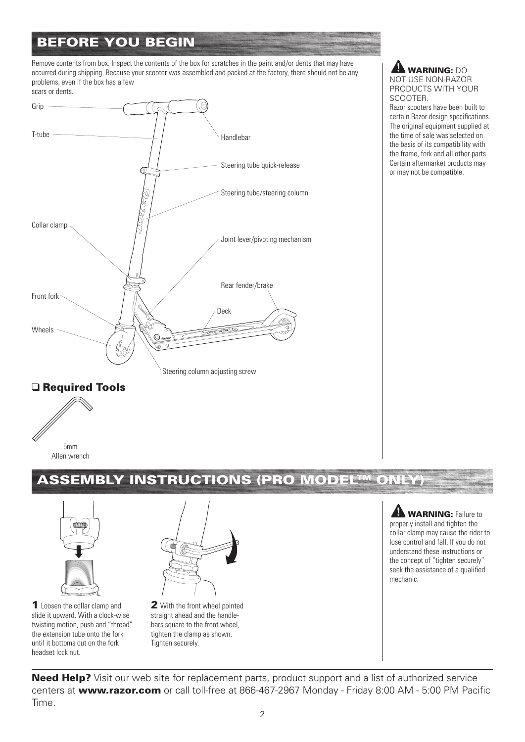## BEFORE YOU BEGIN

Remove contents from box. Inspect the contents of the box for scratches in the paint and/or dents that may have occurred during shipping. Because your scooter was assembled and packed at the factory, there should not be any problems, even if the box has a few scars or dents.

Grip

T-tube

Handlebar

Steering tube quick-release

Steering tube/steering column

Collar clamp

Joint lever/pivoting mechanism

Rear fender/brake

Front fork

Deck

Wheels

Steering column adjusting screw

### ❑ Required Tools

5mm Allen wrench

**WARNING:** DO NOT USE NON-RAZOR PRODUCTS WITH YOUR SCOOTER.

Razor scooters have been built to certain Razor design specifications. The original equipment supplied at the time of sale was selected on the basis of its compatibility with the frame, fork and all other parts. Certain aftermarket products may or may not be compatible.

## ASSEMBLY INSTRUCTIONS (PRO MODEL™ ONLY)

**1** Loosen the collar clamp and slide it upward. With a clock-wise twisting motion, push and "thread" the extension tube onto the fork until it bottoms out on the fork headset lock nut.

**2** With the front wheel pointed straight ahead and the handlebars square to the front wheel, tighten the clamp as shown. Tighten securely.

**WARNING:** Failure to properly install and tighten the collar clamp may cause the rider to lose control and fall. If you do not understand these instructions or the concept of "tighten securely" seek the assistance of a qualified mechanic.

**Need Help?** Visit our web site for replacement parts, product support and a list of authorized service centers at **www.razor.com** or call toll-free at 866-467-2967 Monday - Friday 8:00 AM - 5:00 PM Pacific Time.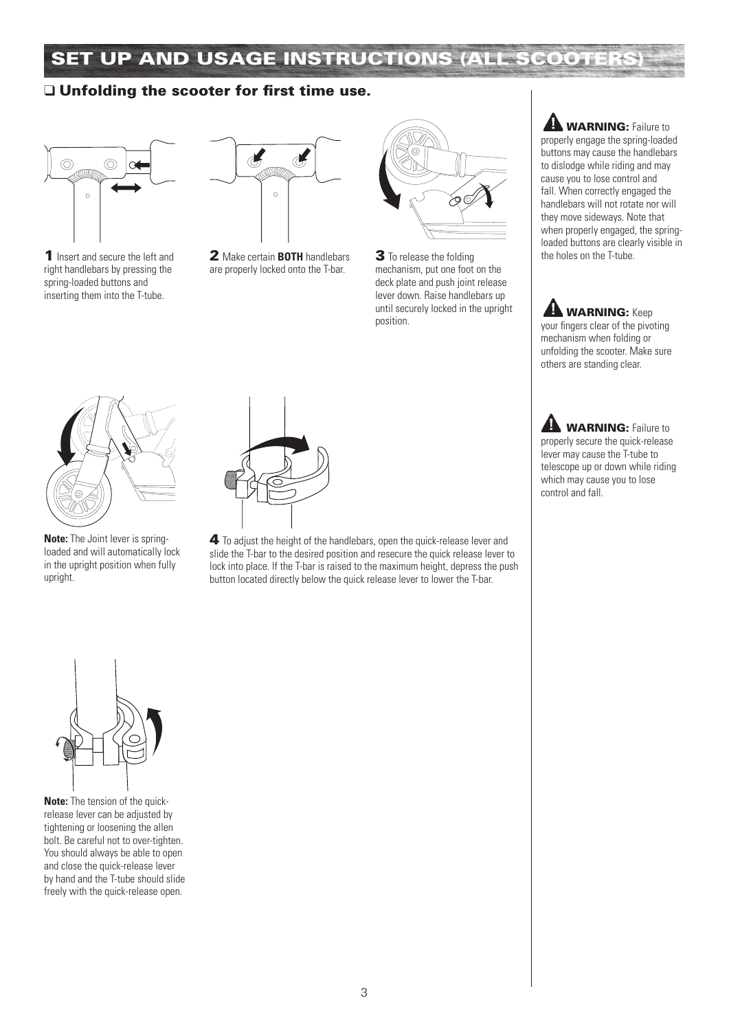# SET UP AND USAGE INSTRUCTIONS (ALL SCOOTERS)

## ❑ Unfolding the scooter for first time use.

**1** Insert and secure the left and right handlebars by pressing the spring-loaded buttons and inserting them into the T-tube.

**2** Make certain **BOTH** handlebars are properly locked onto the T-bar.

**3** To release the folding mechanism, put one foot on the deck plate and push joint release lever down. Raise handlebars up until securely locked in the upright position.

**Note:** The Joint lever is spring-loaded and will automatically lock in the upright position when fully upright.

**4** To adjust the height of the handlebars, open the quick-release lever and slide the T-bar to the desired position and resecure the quick release lever to lock into place. If the T-bar is raised to the maximum height, depress the push button located directly below the quick release lever to lower the T-bar.

**Note:** The tension of the quick-release lever can be adjusted by tightening or loosening the allen bolt. Be careful not to over-tighten. You should always be able to open and close the quick-release lever by hand and the T-tube should slide freely with the quick-release open.

**WARNING:** Failure to properly engage the spring-loaded buttons may cause the handlebars to dislodge while riding and may cause you to lose control and fall. When correctly engaged the handlebars will not rotate nor will they move sideways. Note that when properly engaged, the spring-loaded buttons are clearly visible in the holes on the T-tube.

**WARNING:** Keep your fingers clear of the pivoting mechanism when folding or unfolding the scooter. Make sure others are standing clear.

**WARNING:** Failure to properly secure the quick-release lever may cause the T-tube to telescope up or down while riding which may cause you to lose control and fall.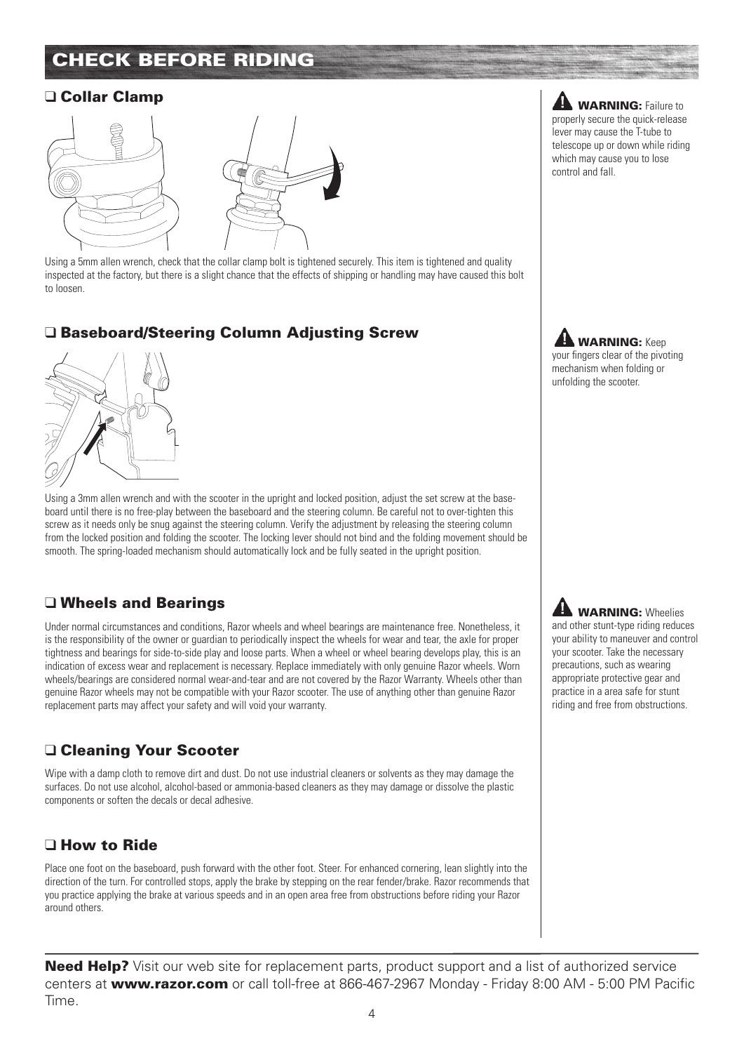# CHECK BEFORE RIDING

## ❑ Collar Clamp

Using a 5mm allen wrench, check that the collar clamp bolt is tightened securely. This item is tightened and quality inspected at the factory, but there is a slight chance that the effects of shipping or handling may have caused this bolt to loosen.

**WARNING:** Failure to properly secure the quick-release lever may cause the T-tube to telescope up or down while riding which may cause you to lose control and fall.

## ❑ Baseboard/Steering Column Adjusting Screw

Using a 3mm allen wrench and with the scooter in the upright and locked position, adjust the set screw at the base-board until there is no free-play between the baseboard and the steering column. Be careful not to over-tighten this screw as it needs only be snug against the steering column. Verify the adjustment by releasing the steering column from the locked position and folding the scooter. The locking lever should not bind and the folding movement should be smooth. The spring-loaded mechanism should automatically lock and be fully seated in the upright position.

**WARNING:** Keep your fingers clear of the pivoting mechanism when folding or unfolding the scooter.

## ❑ Wheels and Bearings

Under normal circumstances and conditions, Razor wheels and wheel bearings are maintenance free. Nonetheless, it is the responsibility of the owner or guardian to periodically inspect the wheels for wear and tear, the axle for proper tightness and bearings for side-to-side play and loose parts. When a wheel or wheel bearing develops play, this is an indication of excess wear and replacement is necessary. Replace immediately with only genuine Razor wheels. Worn wheels/bearings are considered normal wear-and-tear and are not covered by the Razor Warranty. Wheels other than genuine Razor wheels may not be compatible with your Razor scooter. The use of anything other than genuine Razor replacement parts may affect your safety and will void your warranty.

**WARNING:** Wheelies and other stunt-type riding reduces your ability to maneuver and control your scooter. Take the necessary precautions, such as wearing appropriate protective gear and practice in a area safe for stunt riding and free from obstructions.

## ❑ Cleaning Your Scooter

Wipe with a damp cloth to remove dirt and dust. Do not use industrial cleaners or solvents as they may damage the surfaces. Do not use alcohol, alcohol-based or ammonia-based cleaners as they may damage or dissolve the plastic components or soften the decals or decal adhesive.

## ❑ How to Ride

Place one foot on the baseboard, push forward with the other foot. Steer. For enhanced cornering, lean slightly into the direction of the turn. For controlled stops, apply the brake by stepping on the rear fender/brake. Razor recommends that you practice applying the brake at various speeds and in an open area free from obstructions before riding your Razor around others.

**Need Help?** Visit our web site for replacement parts, product support and a list of authorized service centers at **www.razor.com** or call toll-free at 866-467-2967 Monday - Friday 8:00 AM - 5:00 PM Pacific Time.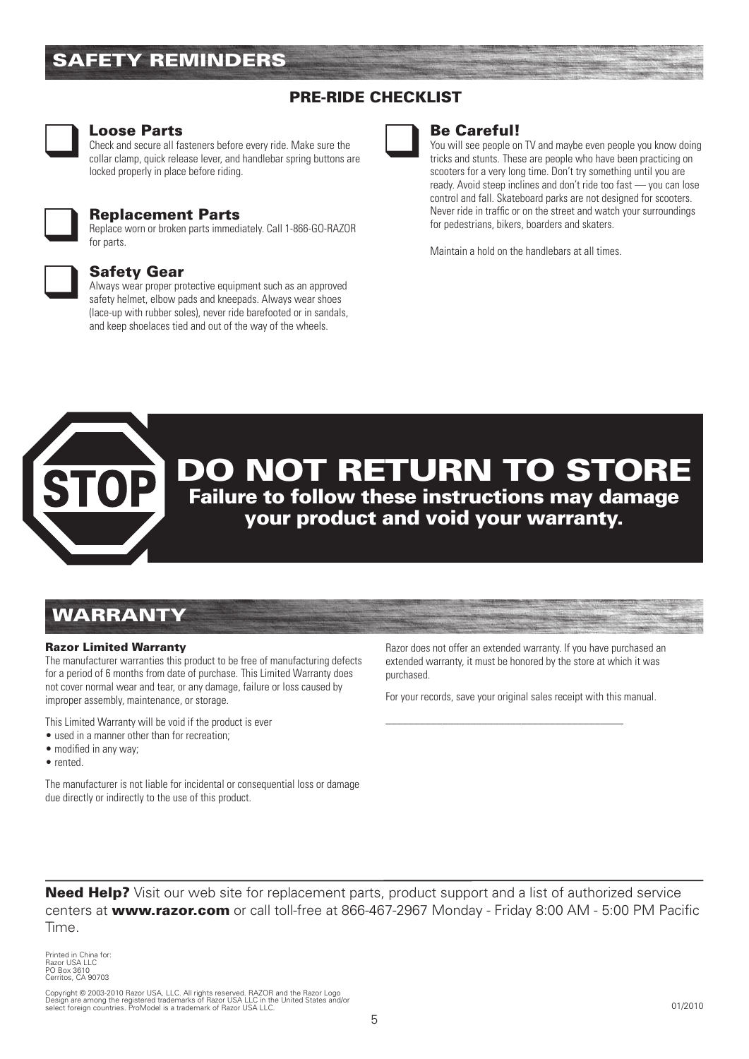## SAFETY REMINDERS

### PRE-RIDE CHECKLIST

- ❑ **Loose Parts**
  Check and secure all fasteners before every ride. Make sure the collar clamp, quick release lever, and handlebar spring buttons are locked properly in place before riding.

- ❑ **Replacement Parts**
  Replace worn or broken parts immediately. Call 1-866-GO-RAZOR for parts.

- ❑ **Safety Gear**
  Always wear proper protective equipment such as an approved safety helmet, elbow pads and kneepads. Always wear shoes (lace-up with rubber soles), never ride barefooted or in sandals, and keep shoelaces tied and out of the way of the wheels.

- ❑ **Be Careful!**
  You will see people on TV and maybe even people you know doing tricks and stunts. These are people who have been practicing on scooters for a very long time. Don't try something until you are ready. Avoid steep inclines and don't ride too fast — you can lose control and fall. Skateboard parks are not designed for scooters. Never ride in traffic or on the street and watch your surroundings for pedestrians, bikers, boarders and skaters.

  Maintain a hold on the handlebars at all times.

STOP

# DO NOT RETURN TO STORE

**Failure to follow these instructions may damage your product and void your warranty.**

## WARRANTY

**Razor Limited Warranty**

The manufacturer warranties this product to be free of manufacturing defects for a period of 6 months from date of purchase. This Limited Warranty does not cover normal wear and tear, or any damage, failure or loss caused by improper assembly, maintenance, or storage.

This Limited Warranty will be void if the product is ever

- used in a manner other than for recreation;
- modified in any way;
- rented.

The manufacturer is not liable for incidental or consequential loss or damage due directly or indirectly to the use of this product.

Razor does not offer an extended warranty. If you have purchased an extended warranty, it must be honored by the store at which it was purchased.

For your records, save your original sales receipt with this manual.

___________________________________________

**Need Help?** Visit our web site for replacement parts, product support and a list of authorized service centers at **www.razor.com** or call toll-free at 866-467-2967 Monday - Friday 8:00 AM - 5:00 PM Pacific Time.

Printed in China for:
Razor USA LLC
PO Box 3610
Cerritos, CA 90703

Copyright © 2003-2010 Razor USA, LLC. All rights reserved. RAZOR and the Razor Logo Design are among the registered trademarks of Razor USA LLC in the United States and/or select foreign countries. ProModel is a trademark of Razor USA LLC.

01/2010